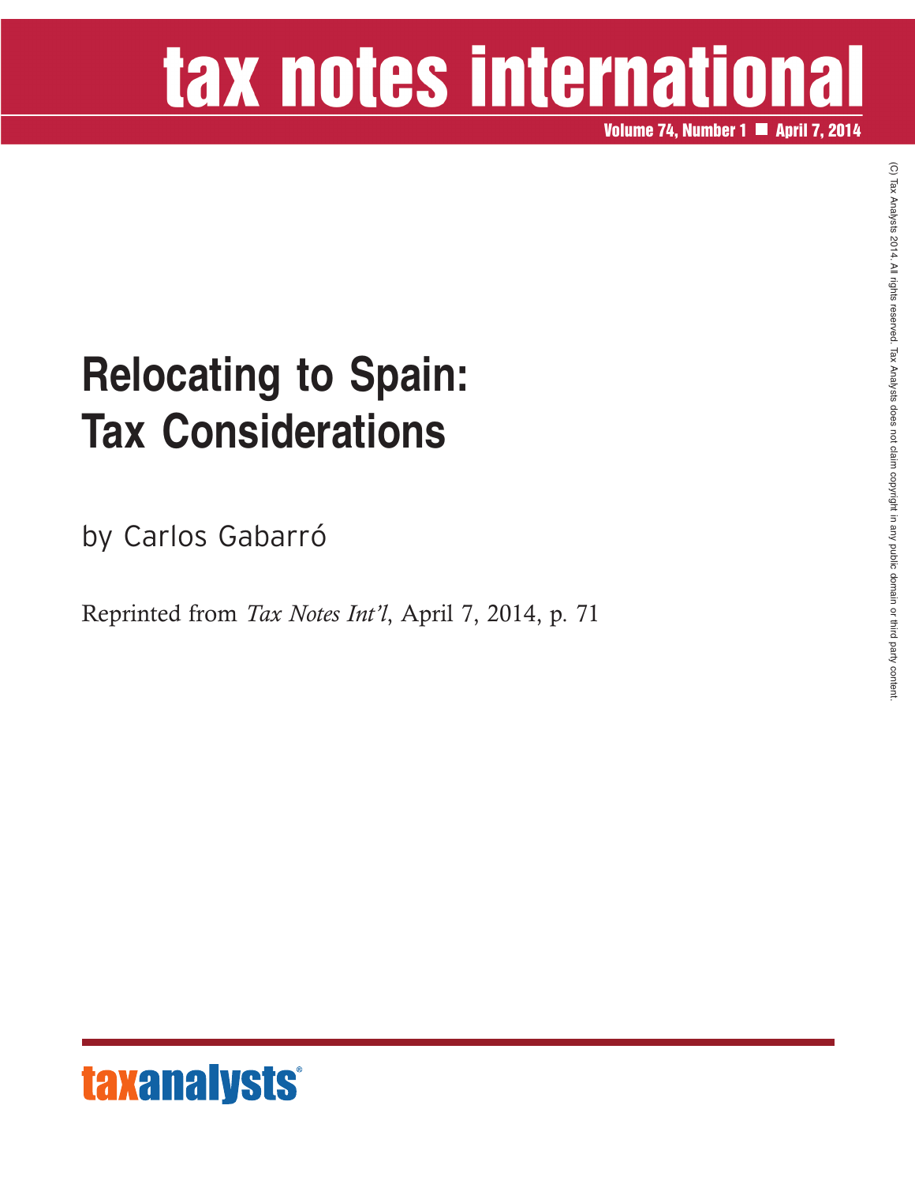# tax notes international

**Volume 74, Number 1 ■ April 7, 2014**

(C) Tax Analysts 2014. All rights reserved. Tax Analysts does not claim copyright in any public domain or third party content.

# Relocating to Spain: Tax Considerations

by Carlos Gabarró

Reprinted from *Tax Notes Int'l*, April 7, 2014, p. 71

taxanalysts®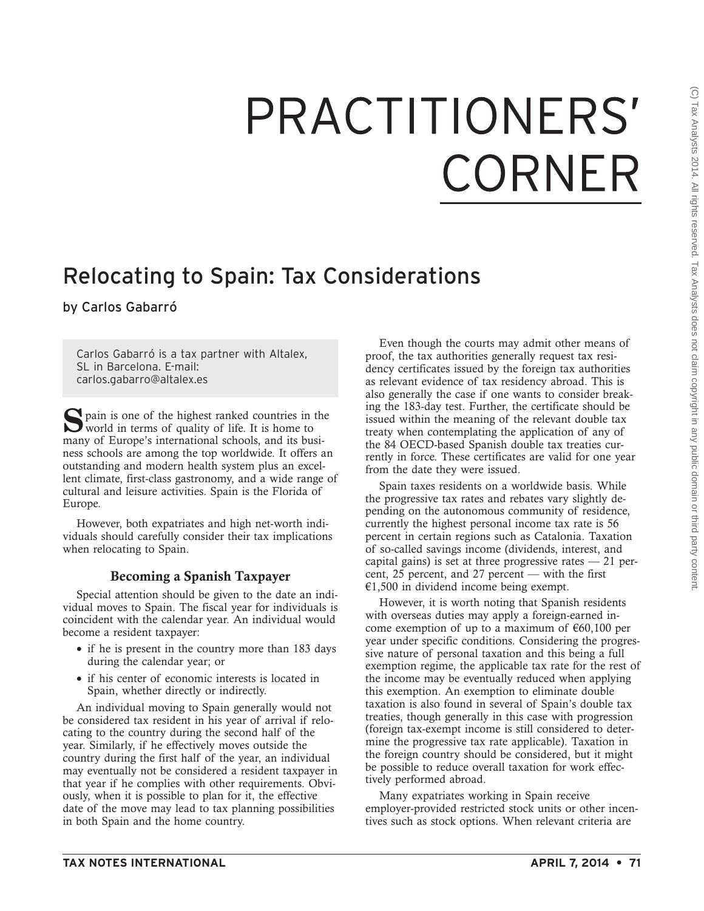# PRACTITIONERS' CORNER

## Relocating to Spain: Tax Considerations

by Carlos Gabarró

Carlos Gabarró is a tax partner with Altalex, SL in Barcelona. E-mail: carlos.gabarro@altalex.es

Spain is one of the highest ranked countries in the world in terms of quality of life. It is home to many of Europe's international schools, and its business schools are among the top worldwide. It offers an outstanding and modern health system plus an excellent climate, first-class gastronomy, and a wide range of cultural and leisure activities. Spain is the Florida of Europe.

However, both expatriates and high net-worth individuals should carefully consider their tax implications when relocating to Spain.

### Becoming a Spanish Taxpayer

Special attention should be given to the date an individual moves to Spain. The fiscal year for individuals is coincident with the calendar year. An individual would become a resident taxpayer:

- if he is present in the country more than 183 days during the calendar year; or
- if his center of economic interests is located in Spain, whether directly or indirectly.

An individual moving to Spain generally would not be considered tax resident in his year of arrival if relocating to the country during the second half of the year. Similarly, if he effectively moves outside the country during the first half of the year, an individual may eventually not be considered a resident taxpayer in that year if he complies with other requirements. Obviously, when it is possible to plan for it, the effective date of the move may lead to tax planning possibilities in both Spain and the home country.

Even though the courts may admit other means of proof, the tax authorities generally request tax residency certificates issued by the foreign tax authorities as relevant evidence of tax residency abroad. This is also generally the case if one wants to consider breaking the 183-day test. Further, the certificate should be issued within the meaning of the relevant double tax treaty when contemplating the application of any of the 84 OECD-based Spanish double tax treaties currently in force. These certificates are valid for one year from the date they were issued.

Spain taxes residents on a worldwide basis. While the progressive tax rates and rebates vary slightly depending on the autonomous community of residence, currently the highest personal income tax rate is 56 percent in certain regions such as Catalonia. Taxation of so-called savings income (dividends, interest, and capital gains) is set at three progressive rates — 21 percent, 25 percent, and 27 percent — with the first €1,500 in dividend income being exempt.

However, it is worth noting that Spanish residents with overseas duties may apply a foreign-earned income exemption of up to a maximum of €60,100 per year under specific conditions. Considering the progressive nature of personal taxation and this being a full exemption regime, the applicable tax rate for the rest of the income may be eventually reduced when applying this exemption. An exemption to eliminate double taxation is also found in several of Spain's double tax treaties, though generally in this case with progression (foreign tax-exempt income is still considered to determine the progressive tax rate applicable). Taxation in the foreign country should be considered, but it might be possible to reduce overall taxation for work effectively performed abroad.

Many expatriates working in Spain receive employer-provided restricted stock units or other incentives such as stock options. When relevant criteria are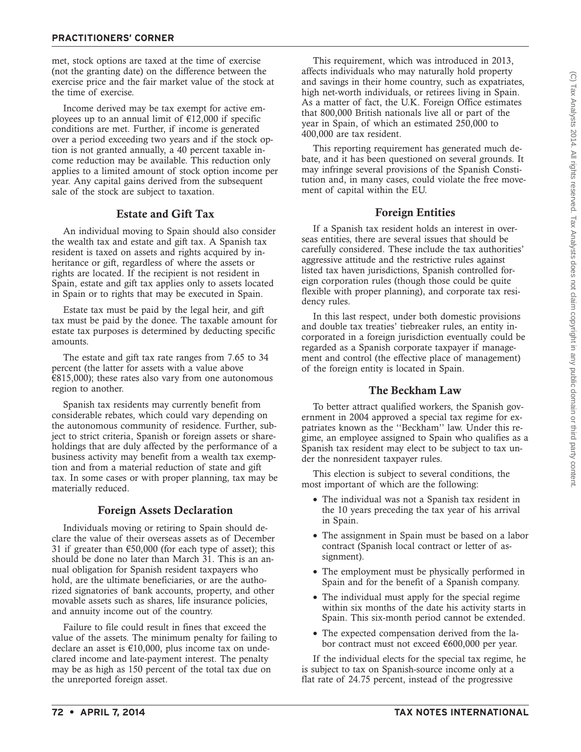met, stock options are taxed at the time of exercise (not the granting date) on the difference between the exercise price and the fair market value of the stock at the time of exercise.

Income derived may be tax exempt for active employees up to an annual limit of €12,000 if specific conditions are met. Further, if income is generated over a period exceeding two years and if the stock option is not granted annually, a 40 percent taxable income reduction may be available. This reduction only applies to a limited amount of stock option income per year. Any capital gains derived from the subsequent sale of the stock are subject to taxation.

## Estate and Gift Tax

An individual moving to Spain should also consider the wealth tax and estate and gift tax. A Spanish tax resident is taxed on assets and rights acquired by inheritance or gift, regardless of where the assets or rights are located. If the recipient is not resident in Spain, estate and gift tax applies only to assets located in Spain or to rights that may be executed in Spain.

Estate tax must be paid by the legal heir, and gift tax must be paid by the donee. The taxable amount for estate tax purposes is determined by deducting specific amounts.

The estate and gift tax rate ranges from 7.65 to 34 percent (the latter for assets with a value above €815,000); these rates also vary from one autonomous region to another.

Spanish tax residents may currently benefit from considerable rebates, which could vary depending on the autonomous community of residence. Further, subject to strict criteria, Spanish or foreign assets or shareholdings that are duly affected by the performance of a business activity may benefit from a wealth tax exemption and from a material reduction of state and gift tax. In some cases or with proper planning, tax may be materially reduced.

## Foreign Assets Declaration

Individuals moving or retiring to Spain should declare the value of their overseas assets as of December 31 if greater than €50,000 (for each type of asset); this should be done no later than March 31. This is an annual obligation for Spanish resident taxpayers who hold, are the ultimate beneficiaries, or are the authorized signatories of bank accounts, property, and other movable assets such as shares, life insurance policies, and annuity income out of the country.

Failure to file could result in fines that exceed the value of the assets. The minimum penalty for failing to declare an asset is €10,000, plus income tax on undeclared income and late-payment interest. The penalty may be as high as 150 percent of the total tax due on the unreported foreign asset.

This requirement, which was introduced in 2013, affects individuals who may naturally hold property and savings in their home country, such as expatriates, high net-worth individuals, or retirees living in Spain. As a matter of fact, the U.K. Foreign Office estimates that 800,000 British nationals live all or part of the year in Spain, of which an estimated 250,000 to 400,000 are tax resident.

This reporting requirement has generated much debate, and it has been questioned on several grounds. It may infringe several provisions of the Spanish Constitution and, in many cases, could violate the free movement of capital within the EU.

## Foreign Entities

If a Spanish tax resident holds an interest in overseas entities, there are several issues that should be carefully considered. These include the tax authorities' aggressive attitude and the restrictive rules against listed tax haven jurisdictions, Spanish controlled foreign corporation rules (though those could be quite flexible with proper planning), and corporate tax residency rules.

In this last respect, under both domestic provisions and double tax treaties' tiebreaker rules, an entity incorporated in a foreign jurisdiction eventually could be regarded as a Spanish corporate taxpayer if management and control (the effective place of management) of the foreign entity is located in Spain.

## The Beckham Law

To better attract qualified workers, the Spanish government in 2004 approved a special tax regime for expatriates known as the ''Beckham'' law. Under this regime, an employee assigned to Spain who qualifies as a Spanish tax resident may elect to be subject to tax under the nonresident taxpayer rules.

This election is subject to several conditions, the most important of which are the following:

- The individual was not a Spanish tax resident in the 10 years preceding the tax year of his arrival in Spain.
- The assignment in Spain must be based on a labor contract (Spanish local contract or letter of assignment).
- The employment must be physically performed in Spain and for the benefit of a Spanish company.
- The individual must apply for the special regime within six months of the date his activity starts in Spain. This six-month period cannot be extended.
- The expected compensation derived from the labor contract must not exceed €600,000 per year.

If the individual elects for the special tax regime, he is subject to tax on Spanish-source income only at a flat rate of 24.75 percent, instead of the progressive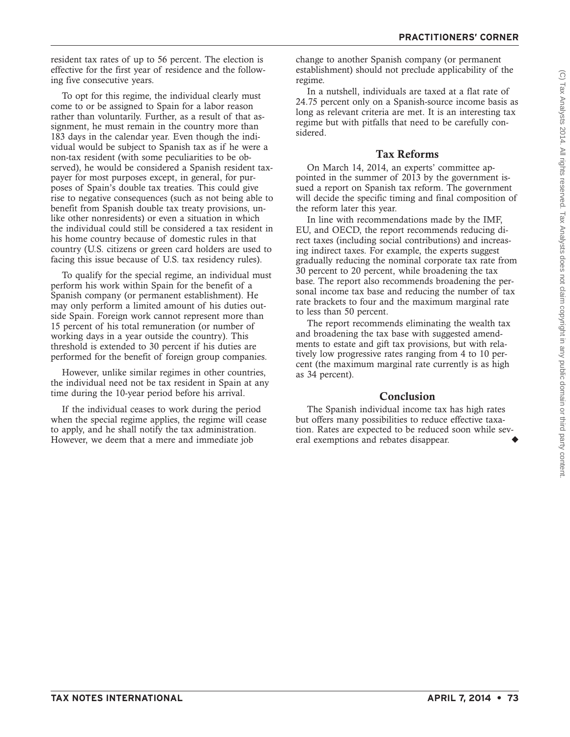resident tax rates of up to 56 percent. The election is effective for the first year of residence and the following five consecutive years.

To opt for this regime, the individual clearly must come to or be assigned to Spain for a labor reason rather than voluntarily. Further, as a result of that assignment, he must remain in the country more than 183 days in the calendar year. Even though the individual would be subject to Spanish tax as if he were a non-tax resident (with some peculiarities to be observed), he would be considered a Spanish resident taxpayer for most purposes except, in general, for purposes of Spain's double tax treaties. This could give rise to negative consequences (such as not being able to benefit from Spanish double tax treaty provisions, unlike other nonresidents) or even a situation in which the individual could still be considered a tax resident in his home country because of domestic rules in that country (U.S. citizens or green card holders are used to facing this issue because of U.S. tax residency rules).

To qualify for the special regime, an individual must perform his work within Spain for the benefit of a Spanish company (or permanent establishment). He may only perform a limited amount of his duties outside Spain. Foreign work cannot represent more than 15 percent of his total remuneration (or number of working days in a year outside the country). This threshold is extended to 30 percent if his duties are performed for the benefit of foreign group companies.

However, unlike similar regimes in other countries, the individual need not be tax resident in Spain at any time during the 10-year period before his arrival.

If the individual ceases to work during the period when the special regime applies, the regime will cease to apply, and he shall notify the tax administration. However, we deem that a mere and immediate job change to another Spanish company (or permanent establishment) should not preclude applicability of the regime.

In a nutshell, individuals are taxed at a flat rate of 24.75 percent only on a Spanish-source income basis as long as relevant criteria are met. It is an interesting tax regime but with pitfalls that need to be carefully considered.

## Tax Reforms

On March 14, 2014, an experts' committee appointed in the summer of 2013 by the government issued a report on Spanish tax reform. The government will decide the specific timing and final composition of the reform later this year.

In line with recommendations made by the IMF, EU, and OECD, the report recommends reducing direct taxes (including social contributions) and increasing indirect taxes. For example, the experts suggest gradually reducing the nominal corporate tax rate from 30 percent to 20 percent, while broadening the tax base. The report also recommends broadening the personal income tax base and reducing the number of tax rate brackets to four and the maximum marginal rate to less than 50 percent.

The report recommends eliminating the wealth tax and broadening the tax base with suggested amendments to estate and gift tax provisions, but with relatively low progressive rates ranging from 4 to 10 percent (the maximum marginal rate currently is as high as 34 percent).

## Conclusion

The Spanish individual income tax has high rates but offers many possibilities to reduce effective taxation. Rates are expected to be reduced soon while several exemptions and rebates disappear. ◆